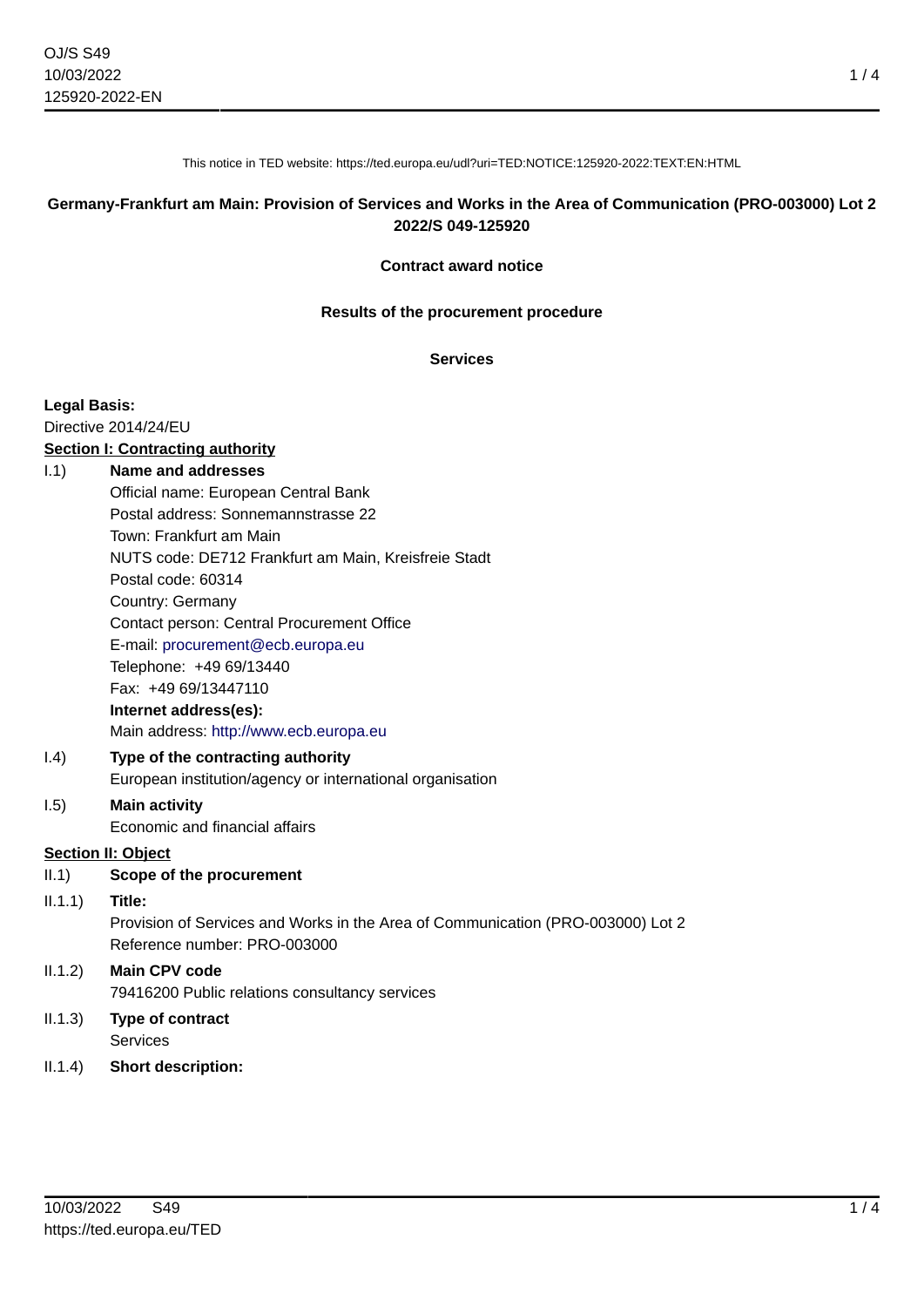This notice in TED website: https://ted.europa.eu/udl?uri=TED:NOTICE:125920-2022:TEXT:EN:HTML

**Germany-Frankfurt am Main: Provision of Services and Works in the Area of Communication (PRO-003000) Lot 2**
**2022/S 049-125920**

**Contract award notice**

**Results of the procurement procedure**

**Services**

**Legal Basis:**
Directive 2014/24/EU

**Section I: Contracting authority**

I.1) **Name and addresses**
Official name: European Central Bank
Postal address: Sonnemannstrasse 22
Town: Frankfurt am Main
NUTS code: DE712 Frankfurt am Main, Kreisfreie Stadt
Postal code: 60314
Country: Germany
Contact person: Central Procurement Office
E-mail: procurement@ecb.europa.eu
Telephone: +49 69/13440
Fax: +49 69/13447110
**Internet address(es):**
Main address: http://www.ecb.europa.eu

I.4) **Type of the contracting authority**
European institution/agency or international organisation

I.5) **Main activity**
Economic and financial affairs

**Section II: Object**

II.1) **Scope of the procurement**

II.1.1) **Title:**
Provision of Services and Works in the Area of Communication (PRO-003000) Lot 2
Reference number: PRO-003000

II.1.2) **Main CPV code**
79416200 Public relations consultancy services

II.1.3) **Type of contract**
Services

II.1.4) **Short description:**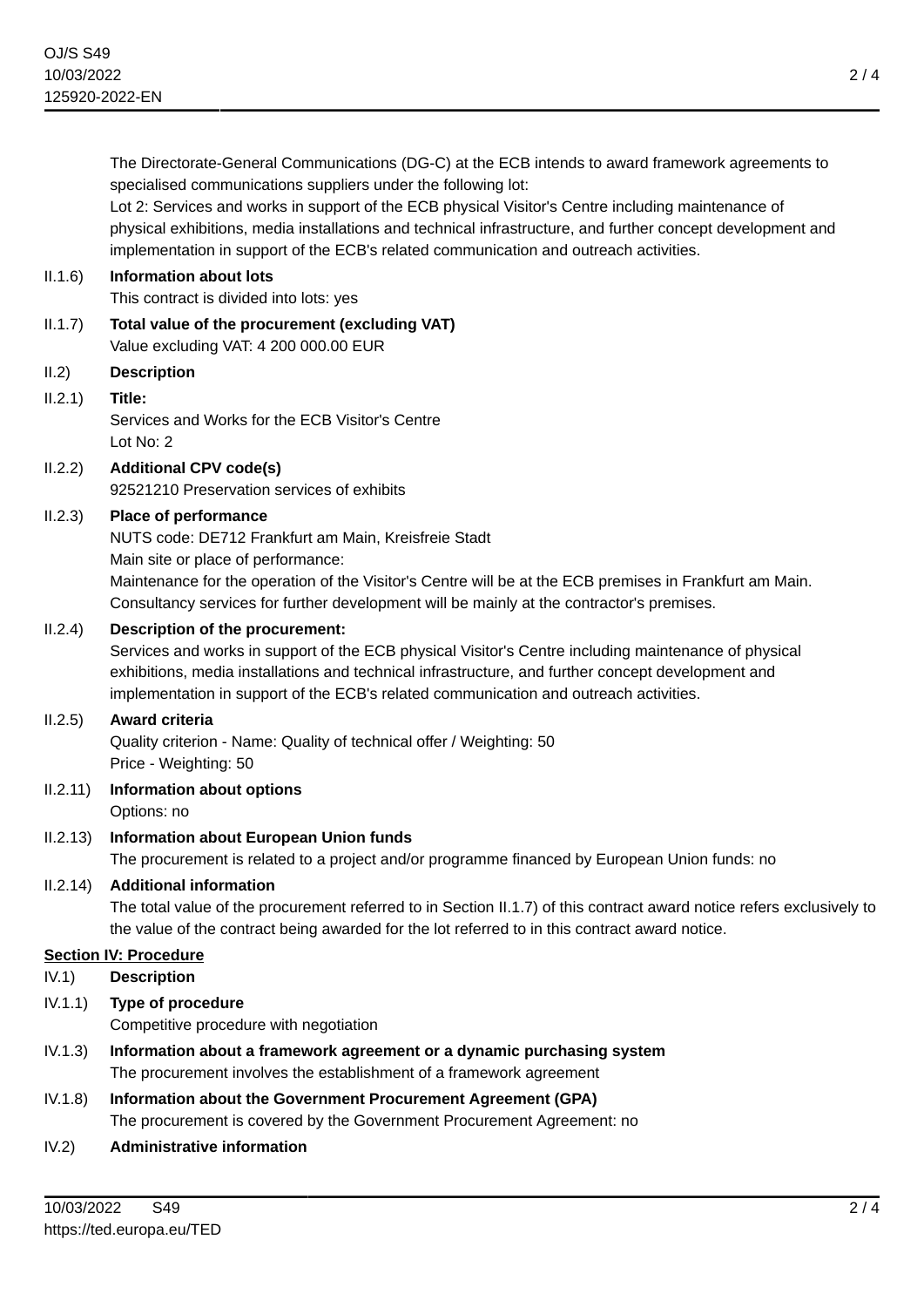The Directorate-General Communications (DG-C) at the ECB intends to award framework agreements to specialised communications suppliers under the following lot:
Lot 2: Services and works in support of the ECB physical Visitor's Centre including maintenance of physical exhibitions, media installations and technical infrastructure, and further concept development and implementation in support of the ECB's related communication and outreach activities.

II.1.6) **Information about lots**
This contract is divided into lots: yes

II.1.7) **Total value of the procurement (excluding VAT)**
Value excluding VAT: 4 200 000.00 EUR

II.2) **Description**

II.2.1) **Title:**
Services and Works for the ECB Visitor's Centre
Lot No: 2

II.2.2) **Additional CPV code(s)**
92521210 Preservation services of exhibits

II.2.3) **Place of performance**
NUTS code: DE712 Frankfurt am Main, Kreisfreie Stadt
Main site or place of performance:
Maintenance for the operation of the Visitor's Centre will be at the ECB premises in Frankfurt am Main. Consultancy services for further development will be mainly at the contractor's premises.

II.2.4) **Description of the procurement:**
Services and works in support of the ECB physical Visitor's Centre including maintenance of physical exhibitions, media installations and technical infrastructure, and further concept development and implementation in support of the ECB's related communication and outreach activities.

II.2.5) **Award criteria**
Quality criterion - Name: Quality of technical offer / Weighting: 50
Price - Weighting: 50

II.2.11) **Information about options**
Options: no

II.2.13) **Information about European Union funds**
The procurement is related to a project and/or programme financed by European Union funds: no

II.2.14) **Additional information**
The total value of the procurement referred to in Section II.1.7) of this contract award notice refers exclusively to the value of the contract being awarded for the lot referred to in this contract award notice.

## Section IV: Procedure

IV.1) **Description**

IV.1.1) **Type of procedure**
Competitive procedure with negotiation

IV.1.3) **Information about a framework agreement or a dynamic purchasing system**
The procurement involves the establishment of a framework agreement

IV.1.8) **Information about the Government Procurement Agreement (GPA)**
The procurement is covered by the Government Procurement Agreement: no

IV.2) **Administrative information**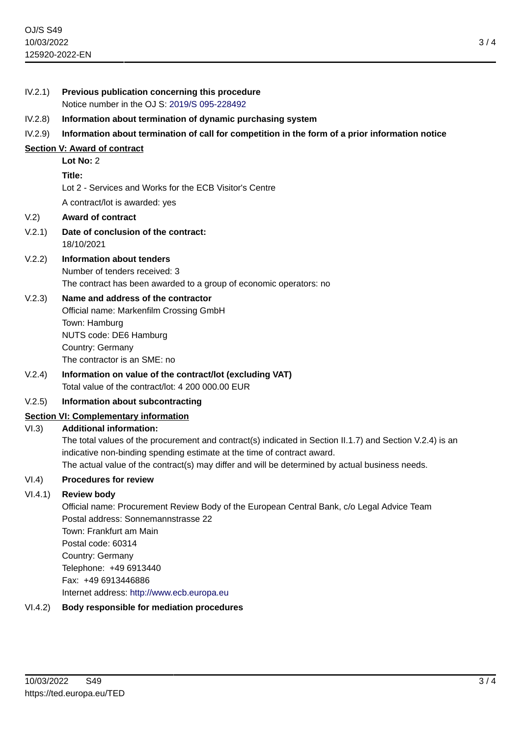IV.2.1) **Previous publication concerning this procedure**
Notice number in the OJ S: 2019/S 095-228492

IV.2.8) **Information about termination of dynamic purchasing system**

IV.2.9) **Information about termination of call for competition in the form of a prior information notice**

## Section V: Award of contract

**Lot No:** 2

**Title:**

Lot 2 - Services and Works for the ECB Visitor's Centre

A contract/lot is awarded: yes

V.2) **Award of contract**

V.2.1) **Date of conclusion of the contract:**
18/10/2021

V.2.2) **Information about tenders**
Number of tenders received: 3
The contract has been awarded to a group of economic operators: no

V.2.3) **Name and address of the contractor**
Official name: Markenfilm Crossing GmbH
Town: Hamburg
NUTS code: DE6 Hamburg
Country: Germany
The contractor is an SME: no

V.2.4) **Information on value of the contract/lot (excluding VAT)**
Total value of the contract/lot: 4 200 000.00 EUR

V.2.5) **Information about subcontracting**

## Section VI: Complementary information

VI.3) **Additional information:**
The total values of the procurement and contract(s) indicated in Section II.1.7) and Section V.2.4) is an indicative non-binding spending estimate at the time of contract award.
The actual value of the contract(s) may differ and will be determined by actual business needs.

VI.4) **Procedures for review**

VI.4.1) **Review body**
Official name: Procurement Review Body of the European Central Bank, c/o Legal Advice Team
Postal address: Sonnemannstrasse 22
Town: Frankfurt am Main
Postal code: 60314
Country: Germany
Telephone: +49 6913440
Fax: +49 6913446886
Internet address: http://www.ecb.europa.eu

VI.4.2) **Body responsible for mediation procedures**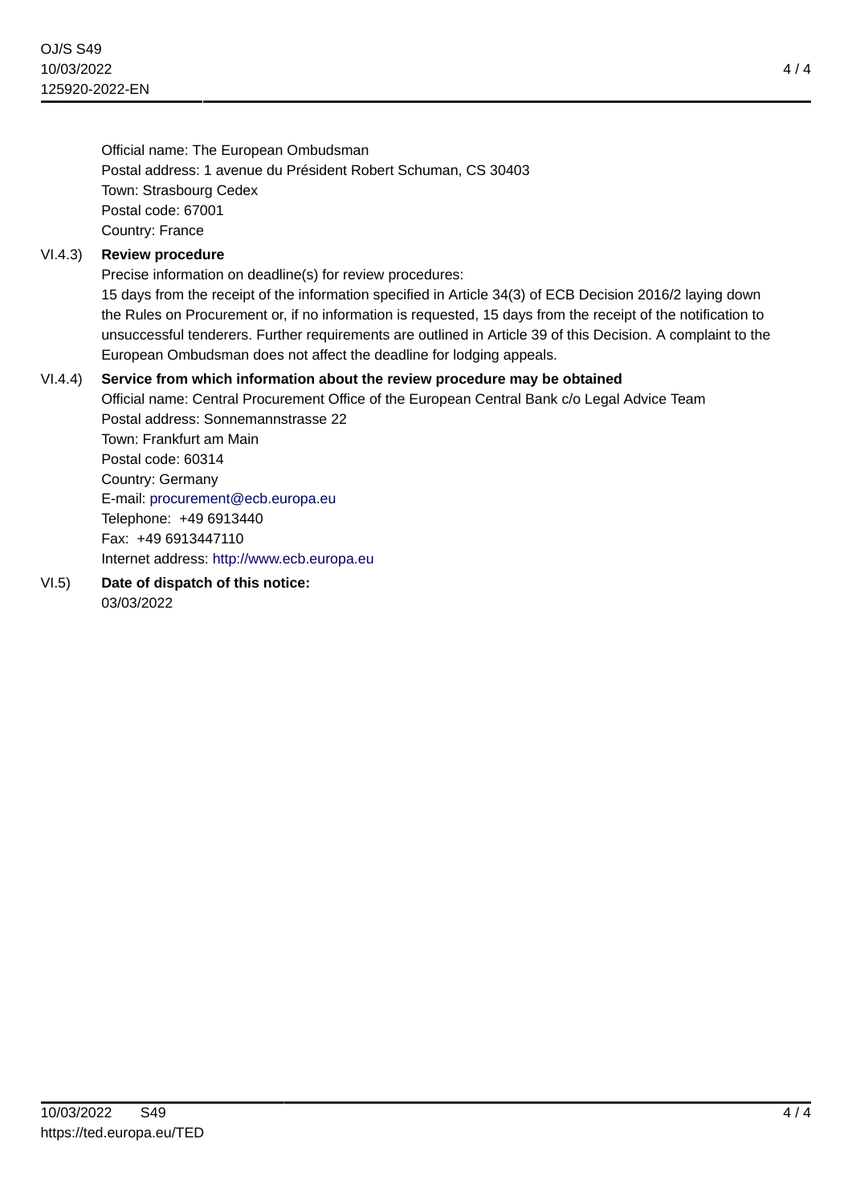Official name: The European Ombudsman
Postal address: 1 avenue du Président Robert Schuman, CS 30403
Town: Strasbourg Cedex
Postal code: 67001
Country: France

VI.4.3) **Review procedure**

Precise information on deadline(s) for review procedures:
15 days from the receipt of the information specified in Article 34(3) of ECB Decision 2016/2 laying down the Rules on Procurement or, if no information is requested, 15 days from the receipt of the notification to unsuccessful tenderers. Further requirements are outlined in Article 39 of this Decision. A complaint to the European Ombudsman does not affect the deadline for lodging appeals.

VI.4.4) **Service from which information about the review procedure may be obtained**

Official name: Central Procurement Office of the European Central Bank c/o Legal Advice Team
Postal address: Sonnemannstrasse 22
Town: Frankfurt am Main
Postal code: 60314
Country: Germany
E-mail: procurement@ecb.europa.eu
Telephone: +49 6913440
Fax: +49 6913447110
Internet address: http://www.ecb.europa.eu

VI.5) **Date of dispatch of this notice:**

03/03/2022